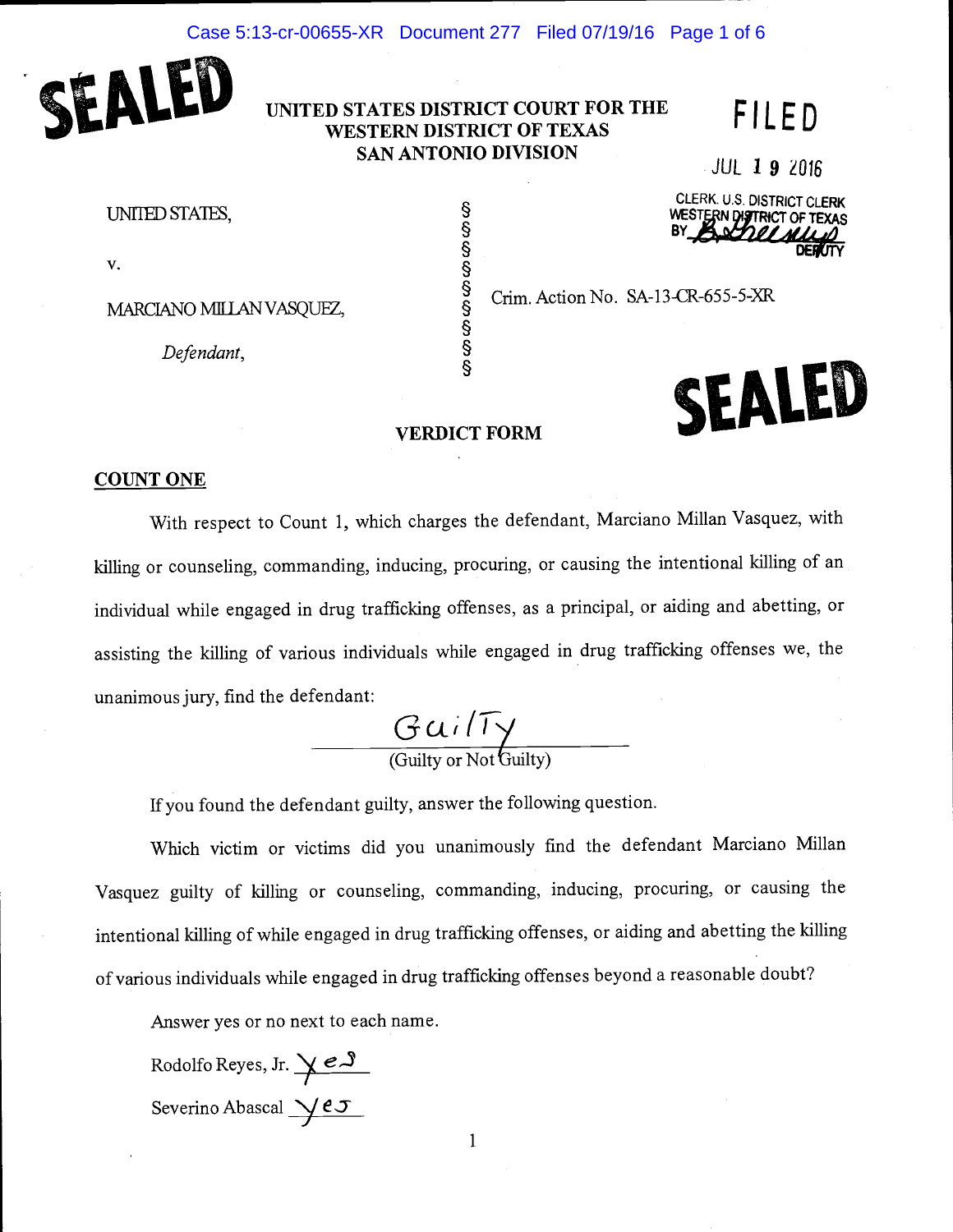SEALED

UNITED STATES DISTRICT COURT FOR THE WESTERN DISTRICT OF TEXAS SAN ANTONIO DIVISION

FILED

JUL 19 2016

CLERK, U.S. DISTRICT CLERK
WESTERN DISTRICT OF TEXAS
BY ______ DEPUTY

UNITED STATES,

v.

MARCIANO MILLAN VASQUEZ,

*Defendant*,

Crim. Action No. SA-13-CR-655-5-XR

SEALED

## VERDICT FORM

**COUNT ONE**

With respect to Count 1, which charges the defendant, Marciano Millan Vasquez, with killing or counseling, commanding, inducing, procuring, or causing the intentional killing of an individual while engaged in drug trafficking offenses, as a principal, or aiding and abetting, or assisting the killing of various individuals while engaged in drug trafficking offenses we, the unanimous jury, find the defendant:

Guilty
(Guilty or Not Guilty)

If you found the defendant guilty, answer the following question.

Which victim or victims did you unanimously find the defendant Marciano Millan Vasquez guilty of killing or counseling, commanding, inducing, procuring, or causing the intentional killing of while engaged in drug trafficking offenses, or aiding and abetting the killing of various individuals while engaged in drug trafficking offenses beyond a reasonable doubt?

Answer yes or no next to each name.

Rodolfo Reyes, Jr. Yes

Severino Abascal Yes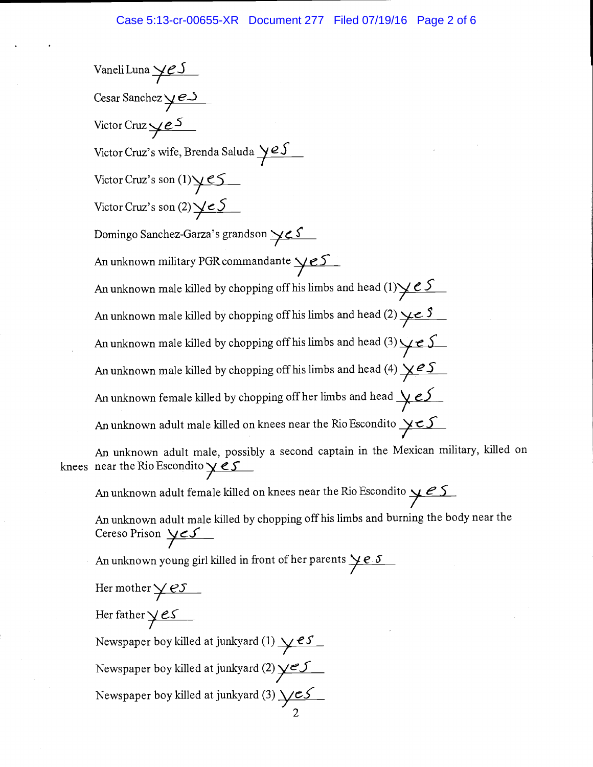Vaneli Luna *yes*

Cesar Sanchez *yes*

Victor Cruz *yes*

Victor Cruz's wife, Brenda Saluda *yes*

Victor Cruz's son (1) *yes*

Victor Cruz's son (2) *yes*

Domingo Sanchez-Garza's grandson *yes*

An unknown military PGR commandante *yes*

An unknown male killed by chopping off his limbs and head (1) *yes*

An unknown male killed by chopping off his limbs and head (2) *yes*

An unknown male killed by chopping off his limbs and head (3) *yes*

An unknown male killed by chopping off his limbs and head (4) *yes*

An unknown female killed by chopping off her limbs and head *yes*

An unknown adult male killed on knees near the Rio Escondito *yes*

An unknown adult male, possibly a second captain in the Mexican military, killed on knees near the Rio Escondito *yes*

An unknown adult female killed on knees near the Rio Escondito *yes*

An unknown adult male killed by chopping off his limbs and burning the body near the Cereso Prison *yes*

An unknown young girl killed in front of her parents *yes*

Her mother *yes*

Her father *yes*

Newspaper boy killed at junkyard (1) *yes*

Newspaper boy killed at junkyard (2) *yes*

Newspaper boy killed at junkyard (3) *yes*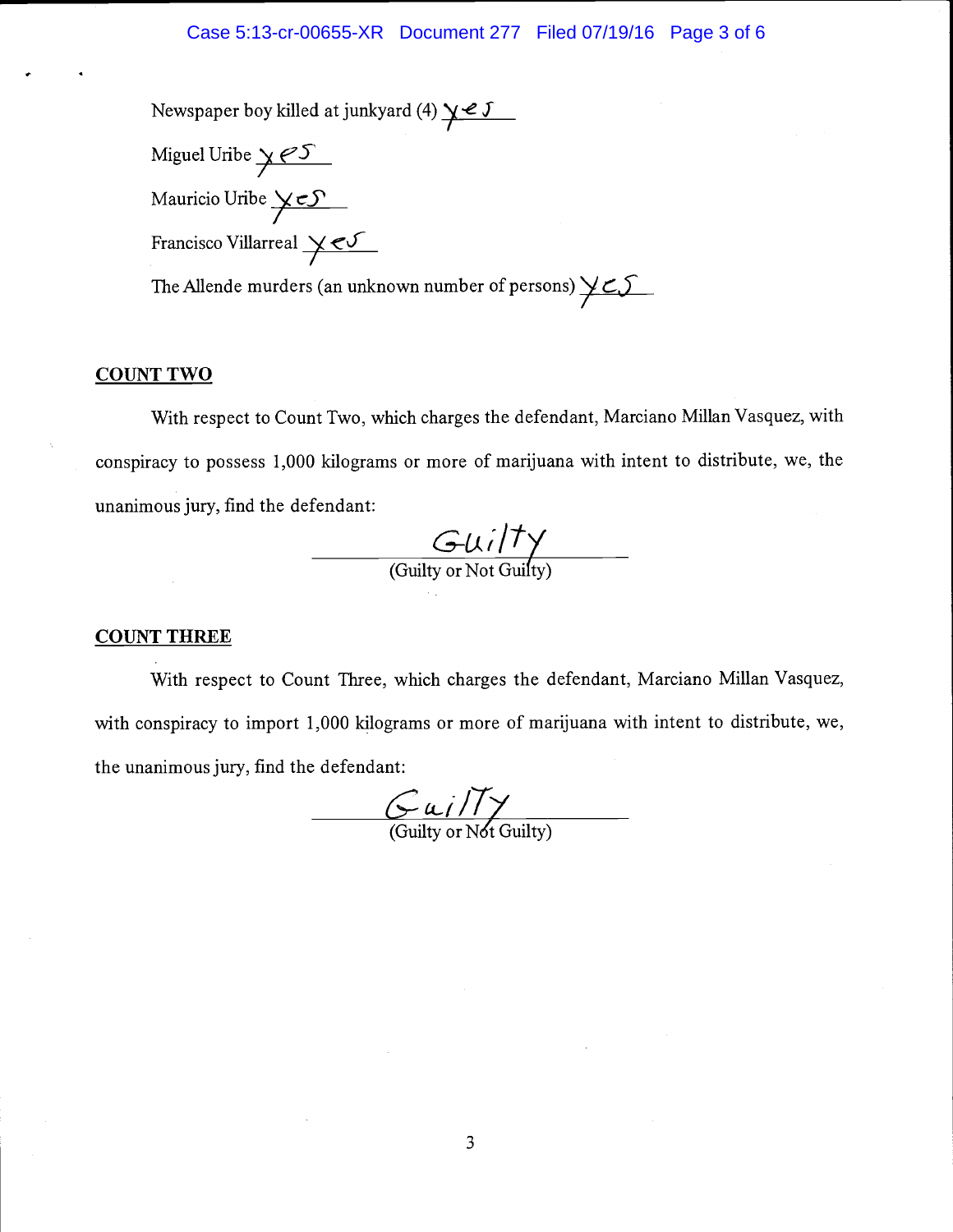Newspaper boy killed at junkyard (4) Yes

Miguel Uribe Yes

Mauricio Uribe Yes

Francisco Villarreal Yes

The Allende murders (an unknown number of persons) Yes

**COUNT TWO**

With respect to Count Two, which charges the defendant, Marciano Millan Vasquez, with conspiracy to possess 1,000 kilograms or more of marijuana with intent to distribute, we, the unanimous jury, find the defendant:

Guilty
(Guilty or Not Guilty)

**COUNT THREE**

With respect to Count Three, which charges the defendant, Marciano Millan Vasquez, with conspiracy to import 1,000 kilograms or more of marijuana with intent to distribute, we, the unanimous jury, find the defendant:

Guilty
(Guilty or Not Guilty)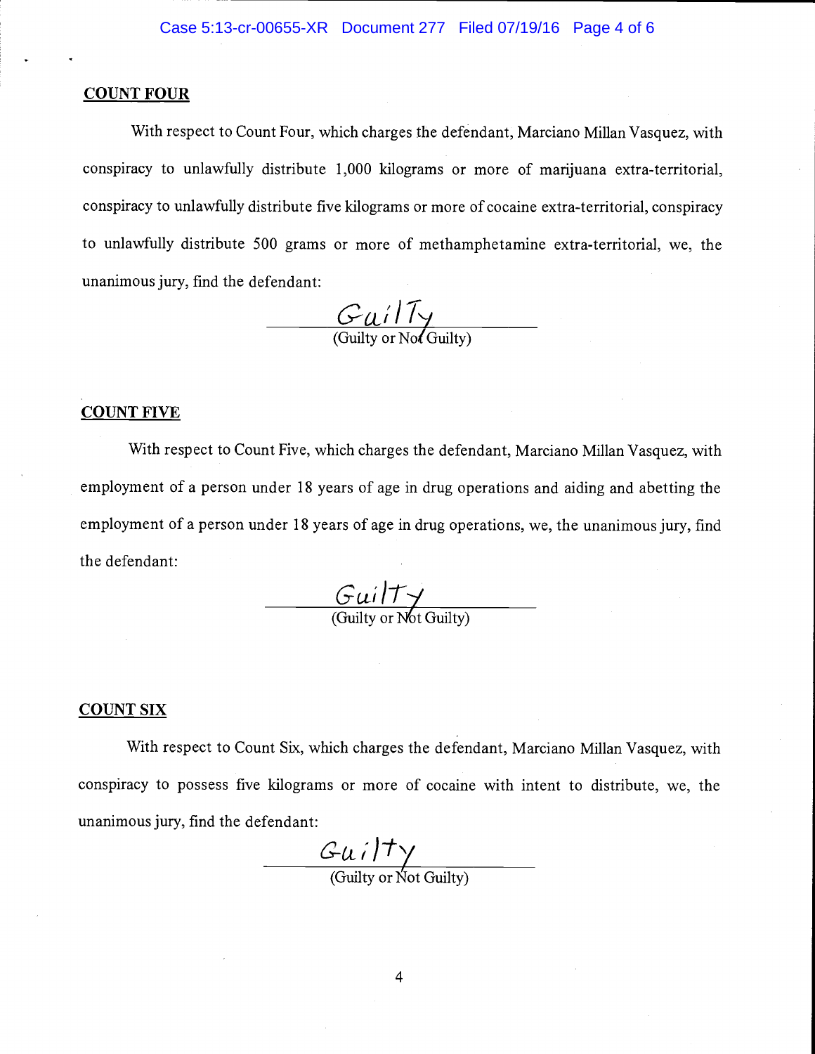**COUNT FOUR**

With respect to Count Four, which charges the defendant, Marciano Millan Vasquez, with conspiracy to unlawfully distribute 1,000 kilograms or more of marijuana extra-territorial, conspiracy to unlawfully distribute five kilograms or more of cocaine extra-territorial, conspiracy to unlawfully distribute 500 grams or more of methamphetamine extra-territorial, we, the unanimous jury, find the defendant:

Guilty
(Guilty or Not Guilty)

**COUNT FIVE**

With respect to Count Five, which charges the defendant, Marciano Millan Vasquez, with employment of a person under 18 years of age in drug operations and aiding and abetting the employment of a person under 18 years of age in drug operations, we, the unanimous jury, find the defendant:

Guilty
(Guilty or Not Guilty)

**COUNT SIX**

With respect to Count Six, which charges the defendant, Marciano Millan Vasquez, with conspiracy to possess five kilograms or more of cocaine with intent to distribute, we, the unanimous jury, find the defendant:

Guilty
(Guilty or Not Guilty)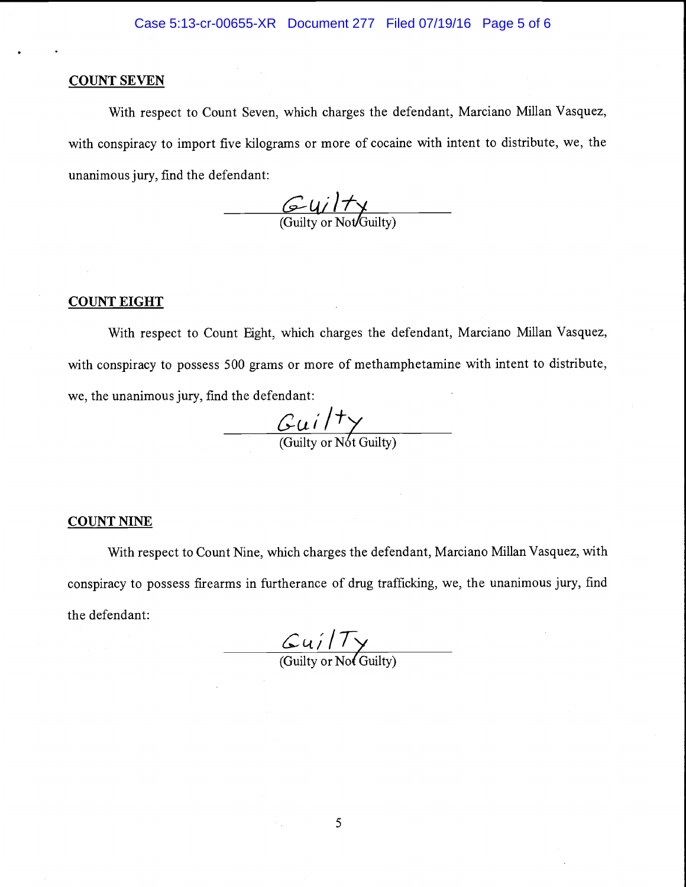**COUNT SEVEN**

With respect to Count Seven, which charges the defendant, Marciano Millan Vasquez, with conspiracy to import five kilograms or more of cocaine with intent to distribute, we, the unanimous jury, find the defendant:

Guilty
(Guilty or Not Guilty)

**COUNT EIGHT**

With respect to Count Eight, which charges the defendant, Marciano Millan Vasquez, with conspiracy to possess 500 grams or more of methamphetamine with intent to distribute, we, the unanimous jury, find the defendant:

Guilty
(Guilty or Not Guilty)

**COUNT NINE**

With respect to Count Nine, which charges the defendant, Marciano Millan Vasquez, with conspiracy to possess firearms in furtherance of drug trafficking, we, the unanimous jury, find the defendant:

GuilTy
(Guilty or Not Guilty)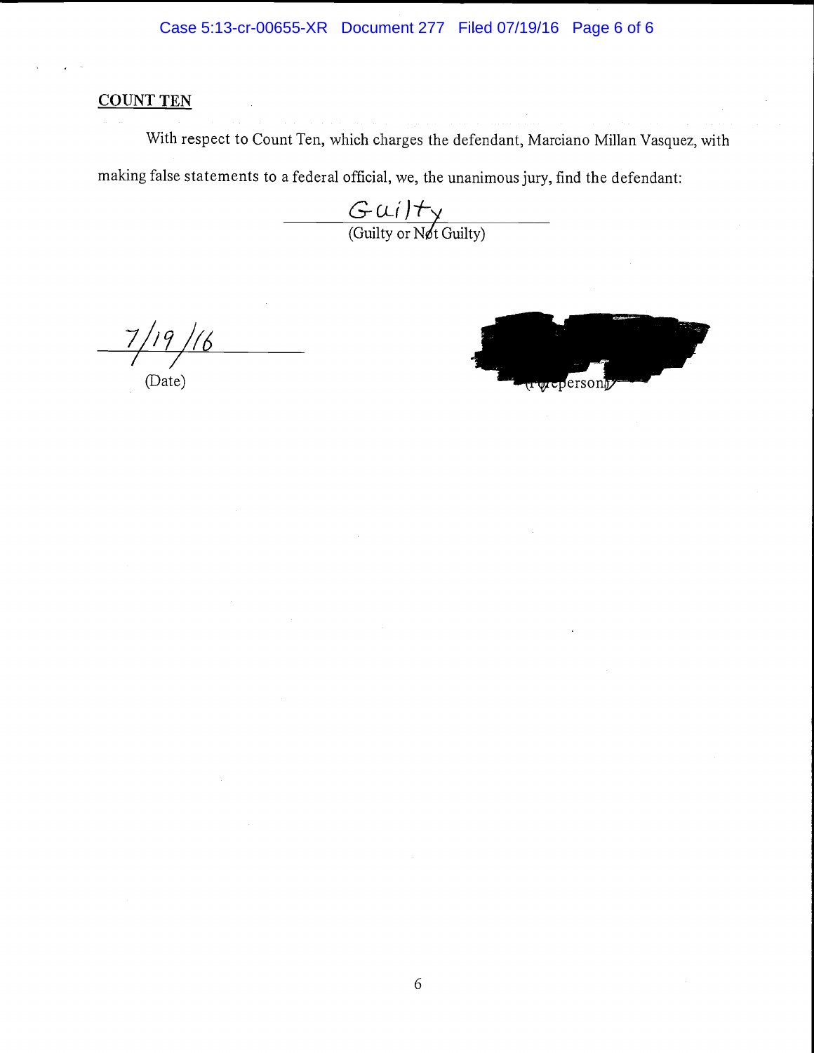**COUNT TEN**

With respect to Count Ten, which charges the defendant, Marciano Millan Vasquez, with making false statements to a federal official, we, the unanimous jury, find the defendant:

Guilty
(Guilty or Not Guilty)

7/19/16
(Date)

(Foreperson)